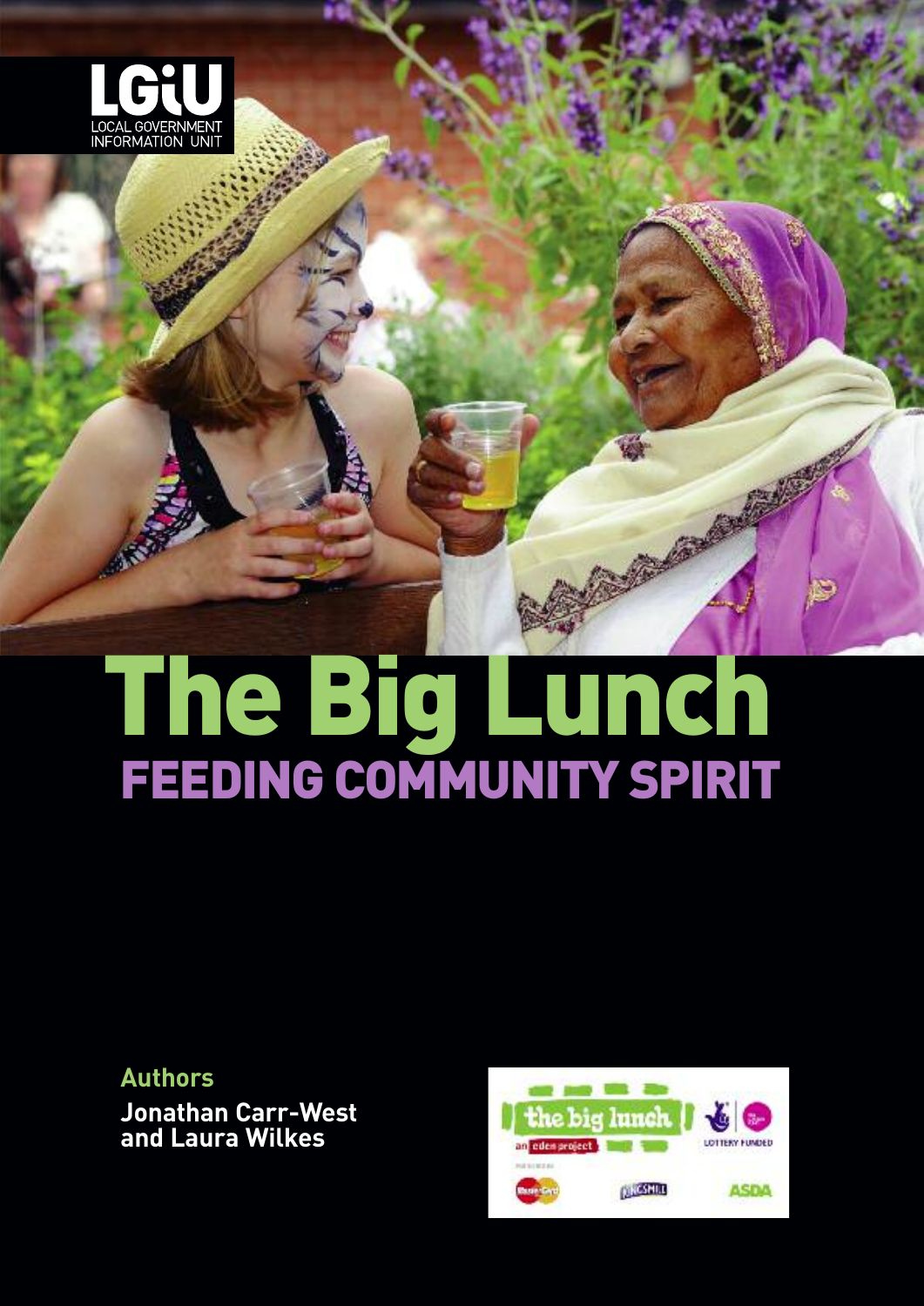LGiU
LOCAL GOVERNMENT INFORMATION UNIT

# The Big Lunch

## FEEDING COMMUNITY SPIRIT

**Authors**

**Jonathan Carr-West and Laura Wilkes**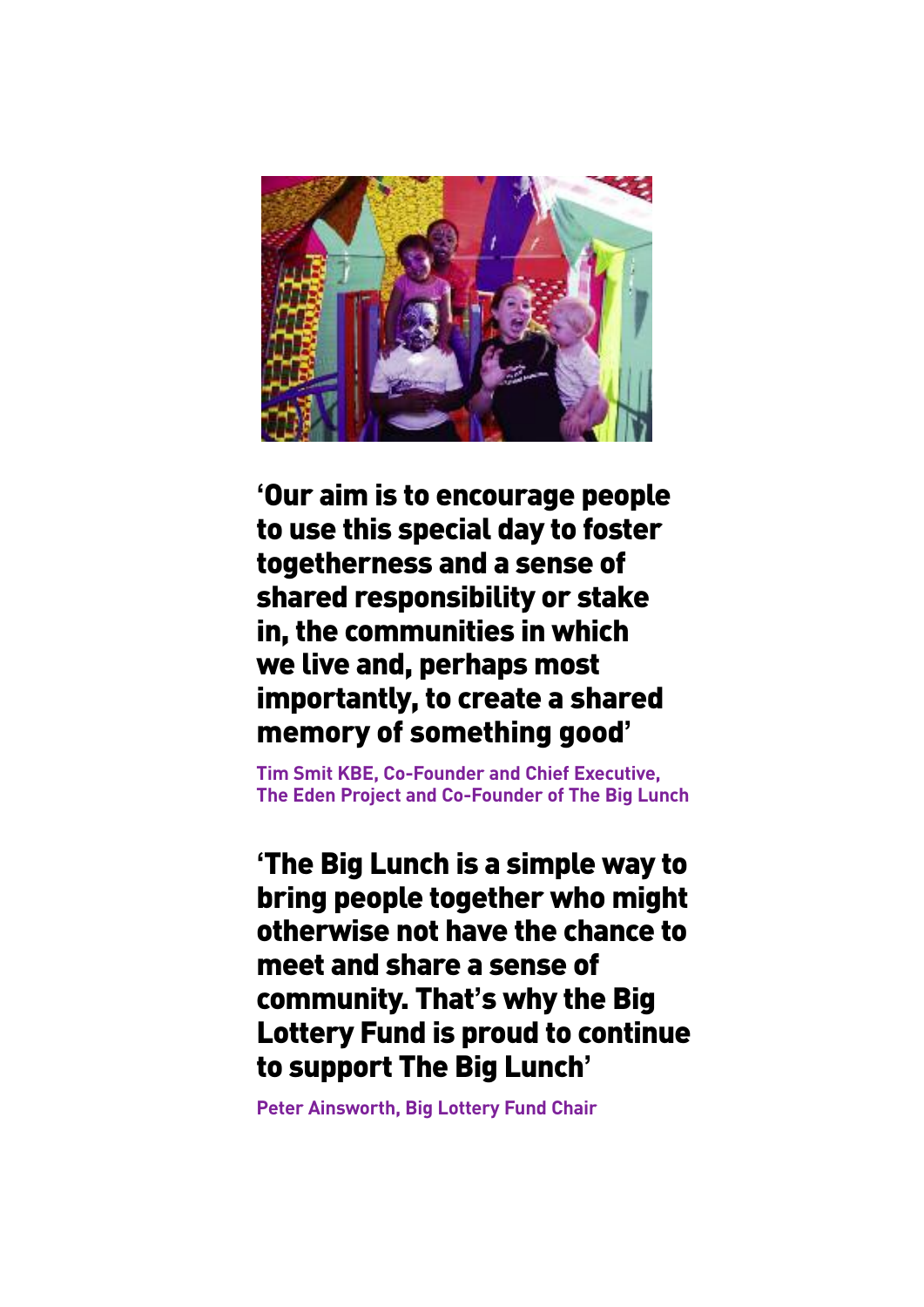**'Our aim is to encourage people to use this special day to foster togetherness and a sense of shared responsibility or stake in, the communities in which we live and, perhaps most importantly, to create a shared memory of something good'**

Tim Smit KBE, Co-Founder and Chief Executive, The Eden Project and Co-Founder of The Big Lunch

**'The Big Lunch is a simple way to bring people together who might otherwise not have the chance to meet and share a sense of community. That's why the Big Lottery Fund is proud to continue to support The Big Lunch'**

Peter Ainsworth, Big Lottery Fund Chair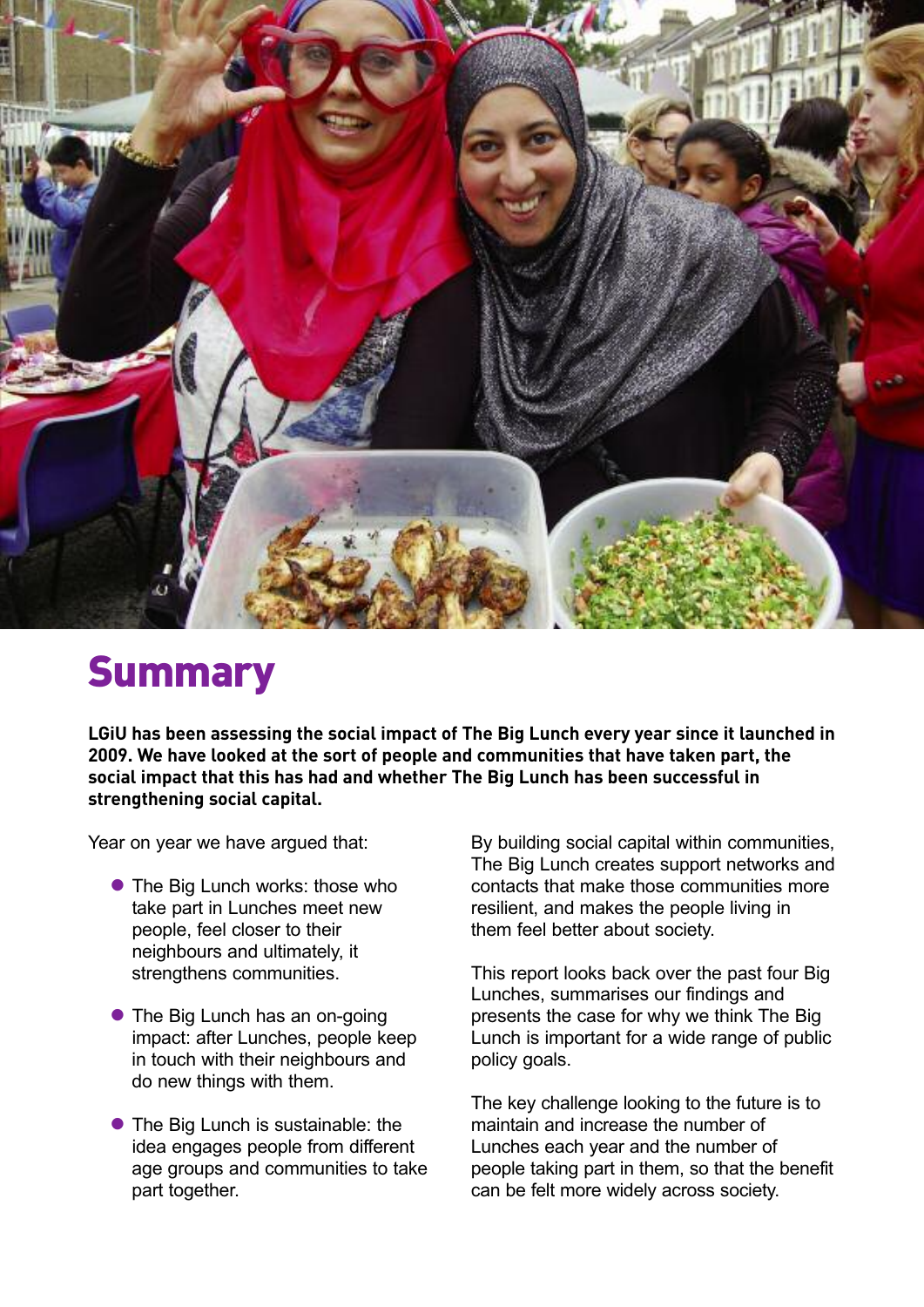# Summary

**LGiU has been assessing the social impact of The Big Lunch every year since it launched in 2009. We have looked at the sort of people and communities that have taken part, the social impact that this has had and whether The Big Lunch has been successful in strengthening social capital.**

Year on year we have argued that:

- The Big Lunch works: those who take part in Lunches meet new people, feel closer to their neighbours and ultimately, it strengthens communities.
- The Big Lunch has an on-going impact: after Lunches, people keep in touch with their neighbours and do new things with them.
- The Big Lunch is sustainable: the idea engages people from different age groups and communities to take part together.

By building social capital within communities, The Big Lunch creates support networks and contacts that make those communities more resilient, and makes the people living in them feel better about society.

This report looks back over the past four Big Lunches, summarises our findings and presents the case for why we think The Big Lunch is important for a wide range of public policy goals.

The key challenge looking to the future is to maintain and increase the number of Lunches each year and the number of people taking part in them, so that the benefit can be felt more widely across society.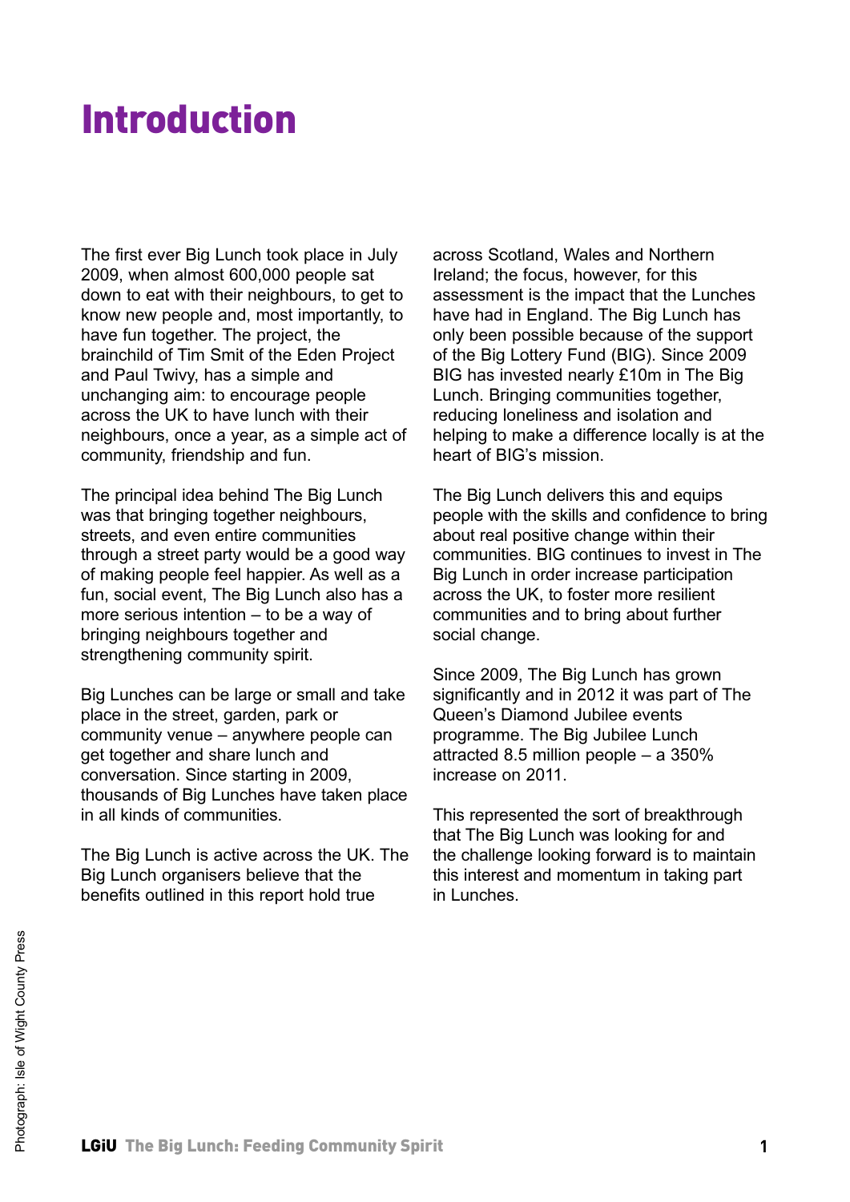# Introduction

The first ever Big Lunch took place in July 2009, when almost 600,000 people sat down to eat with their neighbours, to get to know new people and, most importantly, to have fun together. The project, the brainchild of Tim Smit of the Eden Project and Paul Twivy, has a simple and unchanging aim: to encourage people across the UK to have lunch with their neighbours, once a year, as a simple act of community, friendship and fun.

The principal idea behind The Big Lunch was that bringing together neighbours, streets, and even entire communities through a street party would be a good way of making people feel happier. As well as a fun, social event, The Big Lunch also has a more serious intention – to be a way of bringing neighbours together and strengthening community spirit.

Big Lunches can be large or small and take place in the street, garden, park or community venue – anywhere people can get together and share lunch and conversation. Since starting in 2009, thousands of Big Lunches have taken place in all kinds of communities.

The Big Lunch is active across the UK. The Big Lunch organisers believe that the benefits outlined in this report hold true across Scotland, Wales and Northern Ireland; the focus, however, for this assessment is the impact that the Lunches have had in England. The Big Lunch has only been possible because of the support of the Big Lottery Fund (BIG). Since 2009 BIG has invested nearly £10m in The Big Lunch. Bringing communities together, reducing loneliness and isolation and helping to make a difference locally is at the heart of BIG's mission.

The Big Lunch delivers this and equips people with the skills and confidence to bring about real positive change within their communities. BIG continues to invest in The Big Lunch in order increase participation across the UK, to foster more resilient communities and to bring about further social change.

Since 2009, The Big Lunch has grown significantly and in 2012 it was part of The Queen's Diamond Jubilee events programme. The Big Jubilee Lunch attracted 8.5 million people – a 350% increase on 2011.

This represented the sort of breakthrough that The Big Lunch was looking for and the challenge looking forward is to maintain this interest and momentum in taking part in Lunches.

Photograph: Isle of Wight County Press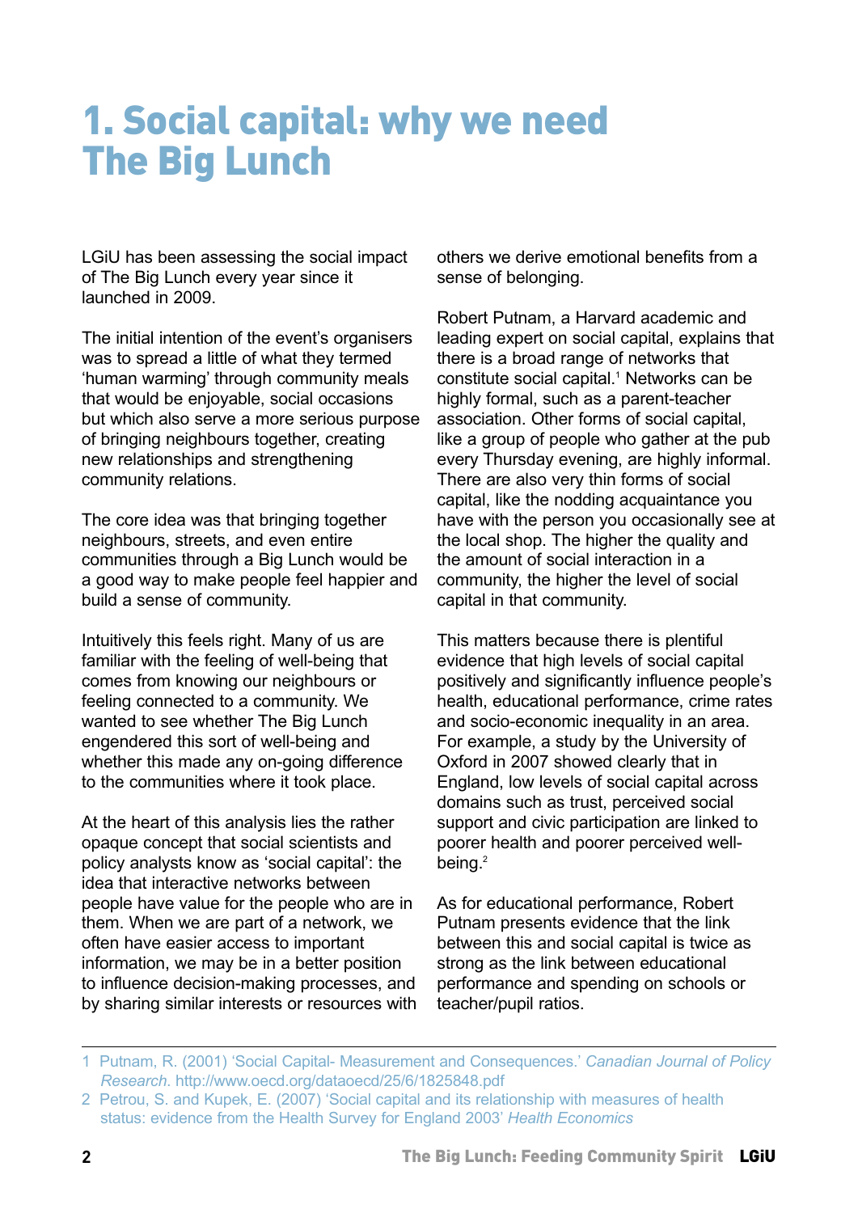# 1. Social capital: why we need The Big Lunch

LGiU has been assessing the social impact of The Big Lunch every year since it launched in 2009.

The initial intention of the event's organisers was to spread a little of what they termed 'human warming' through community meals that would be enjoyable, social occasions but which also serve a more serious purpose of bringing neighbours together, creating new relationships and strengthening community relations.

The core idea was that bringing together neighbours, streets, and even entire communities through a Big Lunch would be a good way to make people feel happier and build a sense of community.

Intuitively this feels right. Many of us are familiar with the feeling of well-being that comes from knowing our neighbours or feeling connected to a community. We wanted to see whether The Big Lunch engendered this sort of well-being and whether this made any on-going difference to the communities where it took place.

At the heart of this analysis lies the rather opaque concept that social scientists and policy analysts know as 'social capital': the idea that interactive networks between people have value for the people who are in them. When we are part of a network, we often have easier access to important information, we may be in a better position to influence decision-making processes, and by sharing similar interests or resources with others we derive emotional benefits from a sense of belonging.

Robert Putnam, a Harvard academic and leading expert on social capital, explains that there is a broad range of networks that constitute social capital.[1] Networks can be highly formal, such as a parent-teacher association. Other forms of social capital, like a group of people who gather at the pub every Thursday evening, are highly informal. There are also very thin forms of social capital, like the nodding acquaintance you have with the person you occasionally see at the local shop. The higher the quality and the amount of social interaction in a community, the higher the level of social capital in that community.

This matters because there is plentiful evidence that high levels of social capital positively and significantly influence people's health, educational performance, crime rates and socio-economic inequality in an area. For example, a study by the University of Oxford in 2007 showed clearly that in England, low levels of social capital across domains such as trust, perceived social support and civic participation are linked to poorer health and poorer perceived well-being.[2]

As for educational performance, Robert Putnam presents evidence that the link between this and social capital is twice as strong as the link between educational performance and spending on schools or teacher/pupil ratios.

---

1 Putnam, R. (2001) 'Social Capital- Measurement and Consequences.' *Canadian Journal of Policy Research*. http://www.oecd.org/dataoecd/25/6/1825848.pdf

2 Petrou, S. and Kupek, E. (2007) 'Social capital and its relationship with measures of health status: evidence from the Health Survey for England 2003' *Health Economics*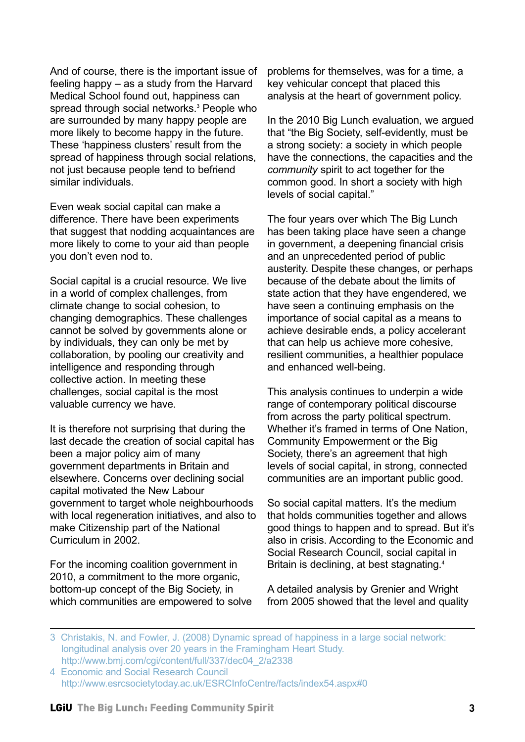And of course, there is the important issue of feeling happy – as a study from the Harvard Medical School found out, happiness can spread through social networks.[3] People who are surrounded by many happy people are more likely to become happy in the future. These 'happiness clusters' result from the spread of happiness through social relations, not just because people tend to befriend similar individuals.

Even weak social capital can make a difference. There have been experiments that suggest that nodding acquaintances are more likely to come to your aid than people you don't even nod to.

Social capital is a crucial resource. We live in a world of complex challenges, from climate change to social cohesion, to changing demographics. These challenges cannot be solved by governments alone or by individuals, they can only be met by collaboration, by pooling our creativity and intelligence and responding through collective action. In meeting these challenges, social capital is the most valuable currency we have.

It is therefore not surprising that during the last decade the creation of social capital has been a major policy aim of many government departments in Britain and elsewhere. Concerns over declining social capital motivated the New Labour government to target whole neighbourhoods with local regeneration initiatives, and also to make Citizenship part of the National Curriculum in 2002.

For the incoming coalition government in 2010, a commitment to the more organic, bottom-up concept of the Big Society, in which communities are empowered to solve problems for themselves, was for a time, a key vehicular concept that placed this analysis at the heart of government policy.

In the 2010 Big Lunch evaluation, we argued that "the Big Society, self-evidently, must be a strong society: a society in which people have the connections, the capacities and the *community* spirit to act together for the common good. In short a society with high levels of social capital."

The four years over which The Big Lunch has been taking place have seen a change in government, a deepening financial crisis and an unprecedented period of public austerity. Despite these changes, or perhaps because of the debate about the limits of state action that they have engendered, we have seen a continuing emphasis on the importance of social capital as a means to achieve desirable ends, a policy accelerant that can help us achieve more cohesive, resilient communities, a healthier populace and enhanced well-being.

This analysis continues to underpin a wide range of contemporary political discourse from across the party political spectrum. Whether it's framed in terms of One Nation, Community Empowerment or the Big Society, there's an agreement that high levels of social capital, in strong, connected communities are an important public good.

So social capital matters. It's the medium that holds communities together and allows good things to happen and to spread. But it's also in crisis. According to the Economic and Social Research Council, social capital in Britain is declining, at best stagnating.[4]

A detailed analysis by Grenier and Wright from 2005 showed that the level and quality

---

3 Christakis, N. and Fowler, J. (2008) Dynamic spread of happiness in a large social network: longitudinal analysis over 20 years in the Framingham Heart Study. http://www.bmj.com/cgi/content/full/337/dec04_2/a2338

4 Economic and Social Research Council http://www.esrcsocietytoday.ac.uk/ESRCInfoCentre/facts/index54.aspx#0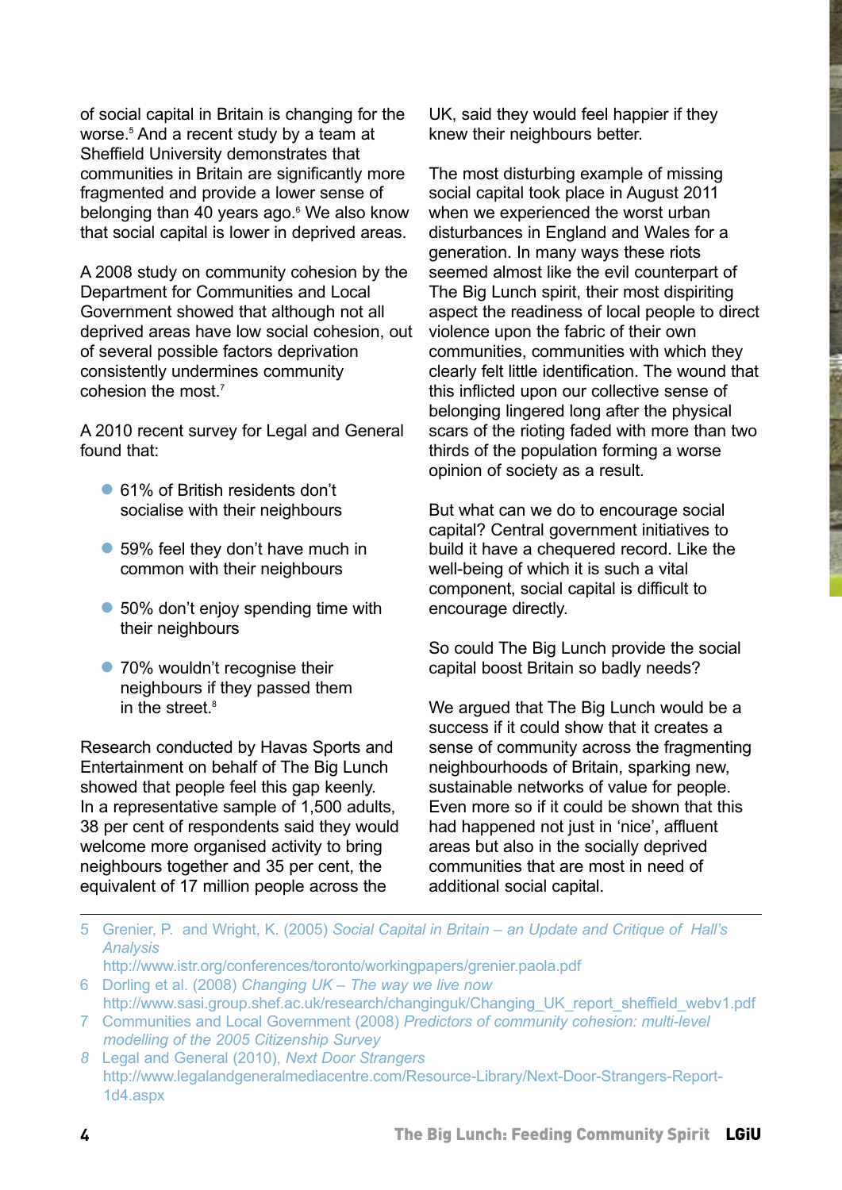of social capital in Britain is changing for the worse.[5] And a recent study by a team at Sheffield University demonstrates that communities in Britain are significantly more fragmented and provide a lower sense of belonging than 40 years ago.[6] We also know that social capital is lower in deprived areas.

A 2008 study on community cohesion by the Department for Communities and Local Government showed that although not all deprived areas have low social cohesion, out of several possible factors deprivation consistently undermines community cohesion the most.[7]

A 2010 recent survey for Legal and General found that:

- 61% of British residents don't socialise with their neighbours
- 59% feel they don't have much in common with their neighbours
- 50% don't enjoy spending time with their neighbours
- 70% wouldn't recognise their neighbours if they passed them in the street.[8]

Research conducted by Havas Sports and Entertainment on behalf of The Big Lunch showed that people feel this gap keenly. In a representative sample of 1,500 adults, 38 per cent of respondents said they would welcome more organised activity to bring neighbours together and 35 per cent, the equivalent of 17 million people across the UK, said they would feel happier if they knew their neighbours better.

The most disturbing example of missing social capital took place in August 2011 when we experienced the worst urban disturbances in England and Wales for a generation. In many ways these riots seemed almost like the evil counterpart of The Big Lunch spirit, their most dispiriting aspect the readiness of local people to direct violence upon the fabric of their own communities, communities with which they clearly felt little identification. The wound that this inflicted upon our collective sense of belonging lingered long after the physical scars of the rioting faded with more than two thirds of the population forming a worse opinion of society as a result.

But what can we do to encourage social capital? Central government initiatives to build it have a chequered record. Like the well-being of which it is such a vital component, social capital is difficult to encourage directly.

So could The Big Lunch provide the social capital boost Britain so badly needs?

We argued that The Big Lunch would be a success if it could show that it creates a sense of community across the fragmenting neighbourhoods of Britain, sparking new, sustainable networks of value for people. Even more so if it could be shown that this had happened not just in 'nice', affluent areas but also in the socially deprived communities that are most in need of additional social capital.

---

5 Grenier, P. and Wright, K. (2005) *Social Capital in Britain – an Update and Critique of Hall's Analysis* http://www.istr.org/conferences/toronto/workingpapers/grenier.paola.pdf

6 Dorling et al. (2008) *Changing UK – The way we live now* http://www.sasi.group.shef.ac.uk/research/changinguk/Changing_UK_report_sheffield_webv1.pdf

7 Communities and Local Government (2008) *Predictors of community cohesion: multi-level modelling of the 2005 Citizenship Survey*

8 Legal and General (2010), *Next Door Strangers* http://www.legalandgeneralmediacentre.com/Resource-Library/Next-Door-Strangers-Report-1d4.aspx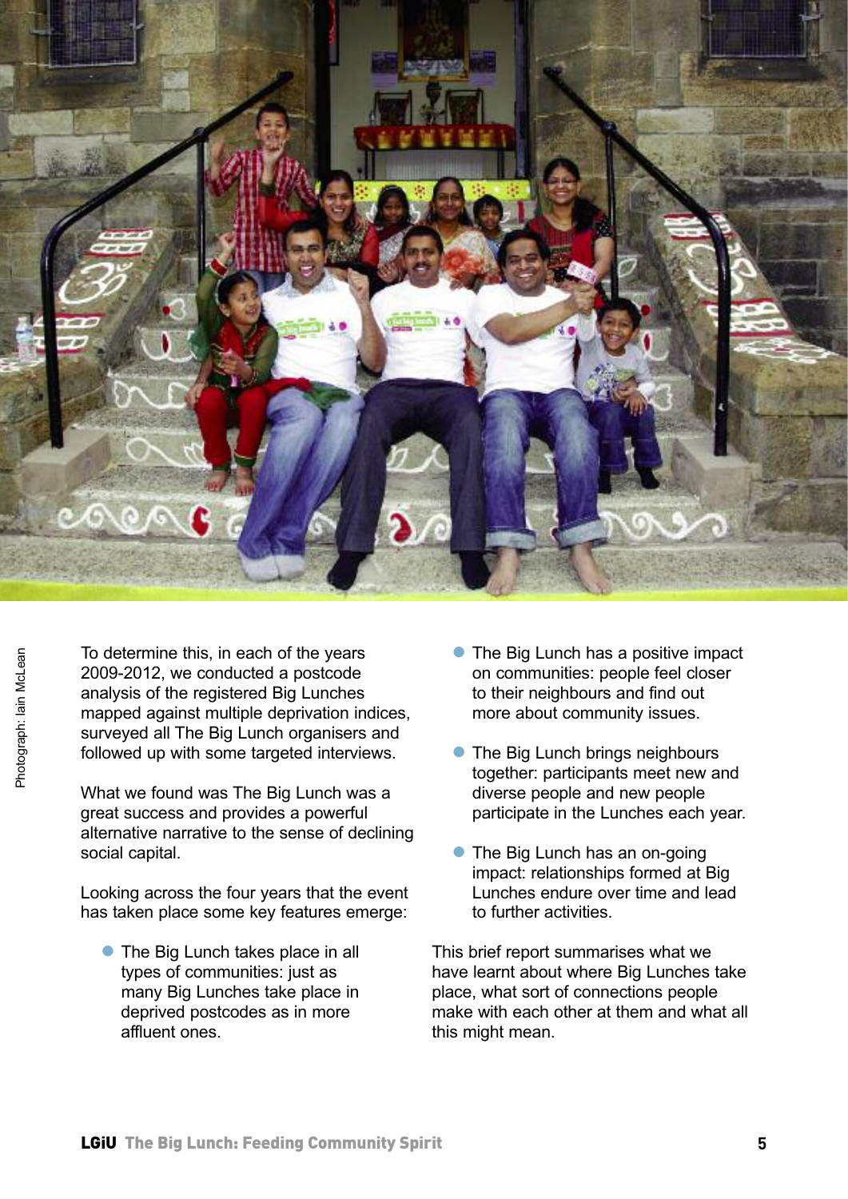Photograph: Iain McLean

To determine this, in each of the years 2009-2012, we conducted a postcode analysis of the registered Big Lunches mapped against multiple deprivation indices, surveyed all The Big Lunch organisers and followed up with some targeted interviews.

What we found was The Big Lunch was a great success and provides a powerful alternative narrative to the sense of declining social capital.

Looking across the four years that the event has taken place some key features emerge:

- The Big Lunch takes place in all types of communities: just as many Big Lunches take place in deprived postcodes as in more affluent ones.
- The Big Lunch has a positive impact on communities: people feel closer to their neighbours and find out more about community issues.
- The Big Lunch brings neighbours together: participants meet new and diverse people and new people participate in the Lunches each year.
- The Big Lunch has an on-going impact: relationships formed at Big Lunches endure over time and lead to further activities.

This brief report summarises what we have learnt about where Big Lunches take place, what sort of connections people make with each other at them and what all this might mean.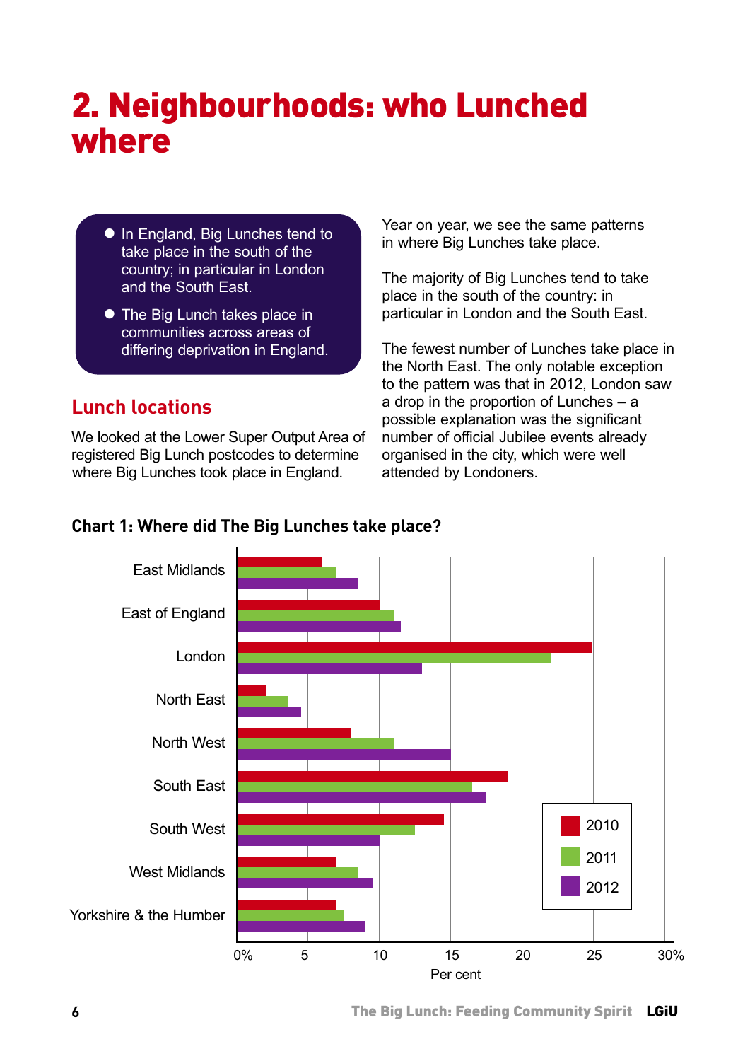# 2. Neighbourhoods: who Lunched where

- In England, Big Lunches tend to take place in the south of the country; in particular in London and the South East.
- The Big Lunch takes place in communities across areas of differing deprivation in England.

## Lunch locations

We looked at the Lower Super Output Area of registered Big Lunch postcodes to determine where Big Lunches took place in England.

Year on year, we see the same patterns in where Big Lunches take place.

The majority of Big Lunches tend to take place in the south of the country: in particular in London and the South East.

The fewest number of Lunches take place in the North East. The only notable exception to the pattern was that in 2012, London saw a drop in the proportion of Lunches – a possible explanation was the significant number of official Jubilee events already organised in the city, which were well attended by Londoners.

### Chart 1: Where did The Big Lunches take place?

| Region | 2010 | 2011 | 2012 |
|---|---|---|---|
| East Midlands | 6 | 7 | 8.5 |
| East of England | 10 | 11 | 11.5 |
| London | 25 | 22 | 13 |
| North East | 2 | 3.5 | 4.5 |
| North West | 8 | 11 | 15 |
| South East | 19 | 16.5 | 17.5 |
| South West | 14.5 | 12.5 | 10 |
| West Midlands | 7 | 8.5 | 9.5 |
| Yorkshire & the Humber | 7 | 7.5 | 9 |

Per cent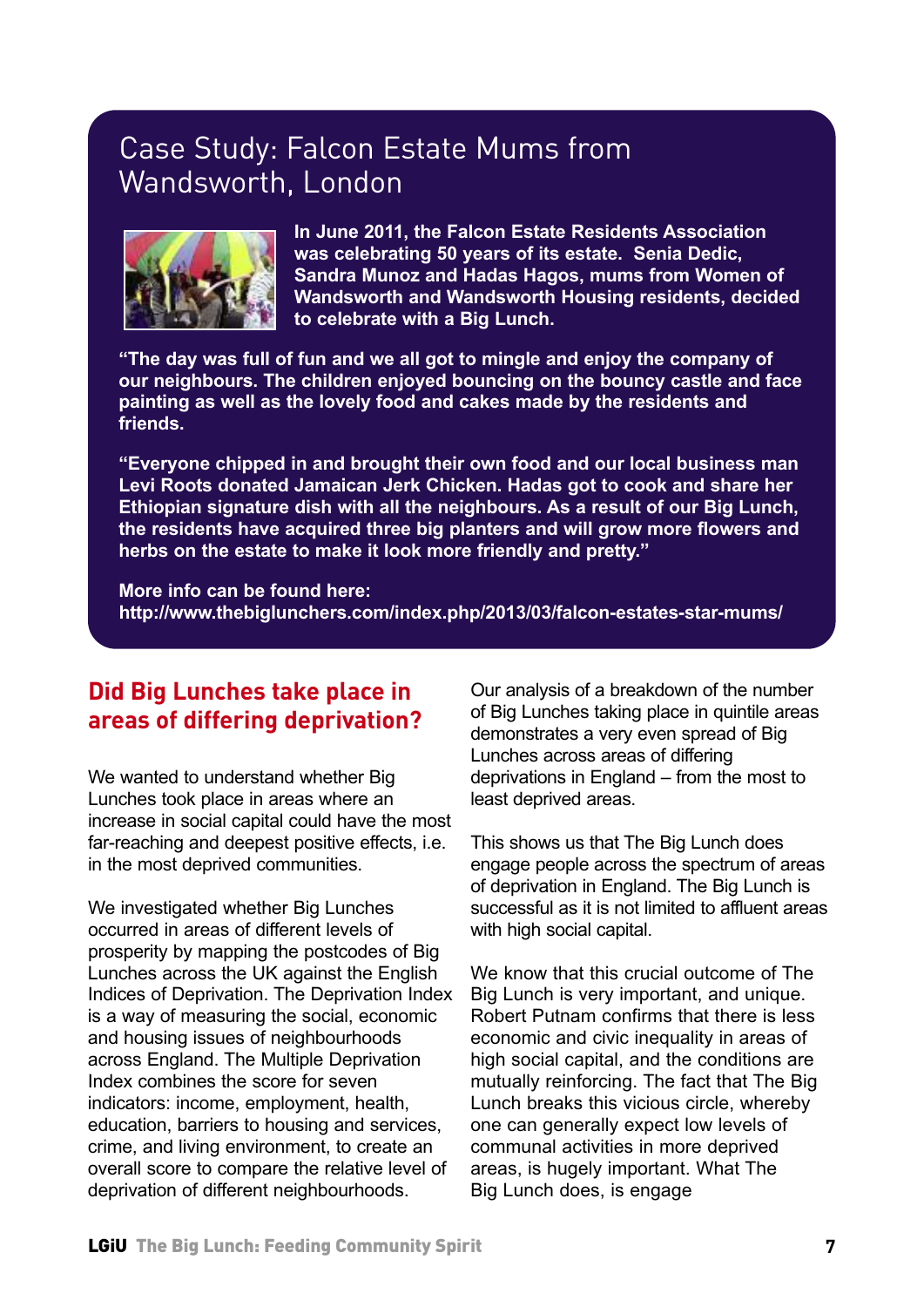## Case Study: Falcon Estate Mums from Wandsworth, London

**In June 2011, the Falcon Estate Residents Association was celebrating 50 years of its estate. Senia Dedic, Sandra Munoz and Hadas Hagos, mums from Women of Wandsworth and Wandsworth Housing residents, decided to celebrate with a Big Lunch.**

**"The day was full of fun and we all got to mingle and enjoy the company of our neighbours. The children enjoyed bouncing on the bouncy castle and face painting as well as the lovely food and cakes made by the residents and friends.**

**"Everyone chipped in and brought their own food and our local business man Levi Roots donated Jamaican Jerk Chicken. Hadas got to cook and share her Ethiopian signature dish with all the neighbours. As a result of our Big Lunch, the residents have acquired three big planters and will grow more flowers and herbs on the estate to make it look more friendly and pretty."**

**More info can be found here:**
**http://www.thebiglunchers.com/index.php/2013/03/falcon-estates-star-mums/**

## Did Big Lunches take place in areas of differing deprivation?

We wanted to understand whether Big Lunches took place in areas where an increase in social capital could have the most far-reaching and deepest positive effects, i.e. in the most deprived communities.

We investigated whether Big Lunches occurred in areas of different levels of prosperity by mapping the postcodes of Big Lunches across the UK against the English Indices of Deprivation. The Deprivation Index is a way of measuring the social, economic and housing issues of neighbourhoods across England. The Multiple Deprivation Index combines the score for seven indicators: income, employment, health, education, barriers to housing and services, crime, and living environment, to create an overall score to compare the relative level of deprivation of different neighbourhoods.

Our analysis of a breakdown of the number of Big Lunches taking place in quintile areas demonstrates a very even spread of Big Lunches across areas of differing deprivations in England – from the most to least deprived areas.

This shows us that The Big Lunch does engage people across the spectrum of areas of deprivation in England. The Big Lunch is successful as it is not limited to affluent areas with high social capital.

We know that this crucial outcome of The Big Lunch is very important, and unique. Robert Putnam confirms that there is less economic and civic inequality in areas of high social capital, and the conditions are mutually reinforcing. The fact that The Big Lunch breaks this vicious circle, whereby one can generally expect low levels of communal activities in more deprived areas, is hugely important. What The Big Lunch does, is engage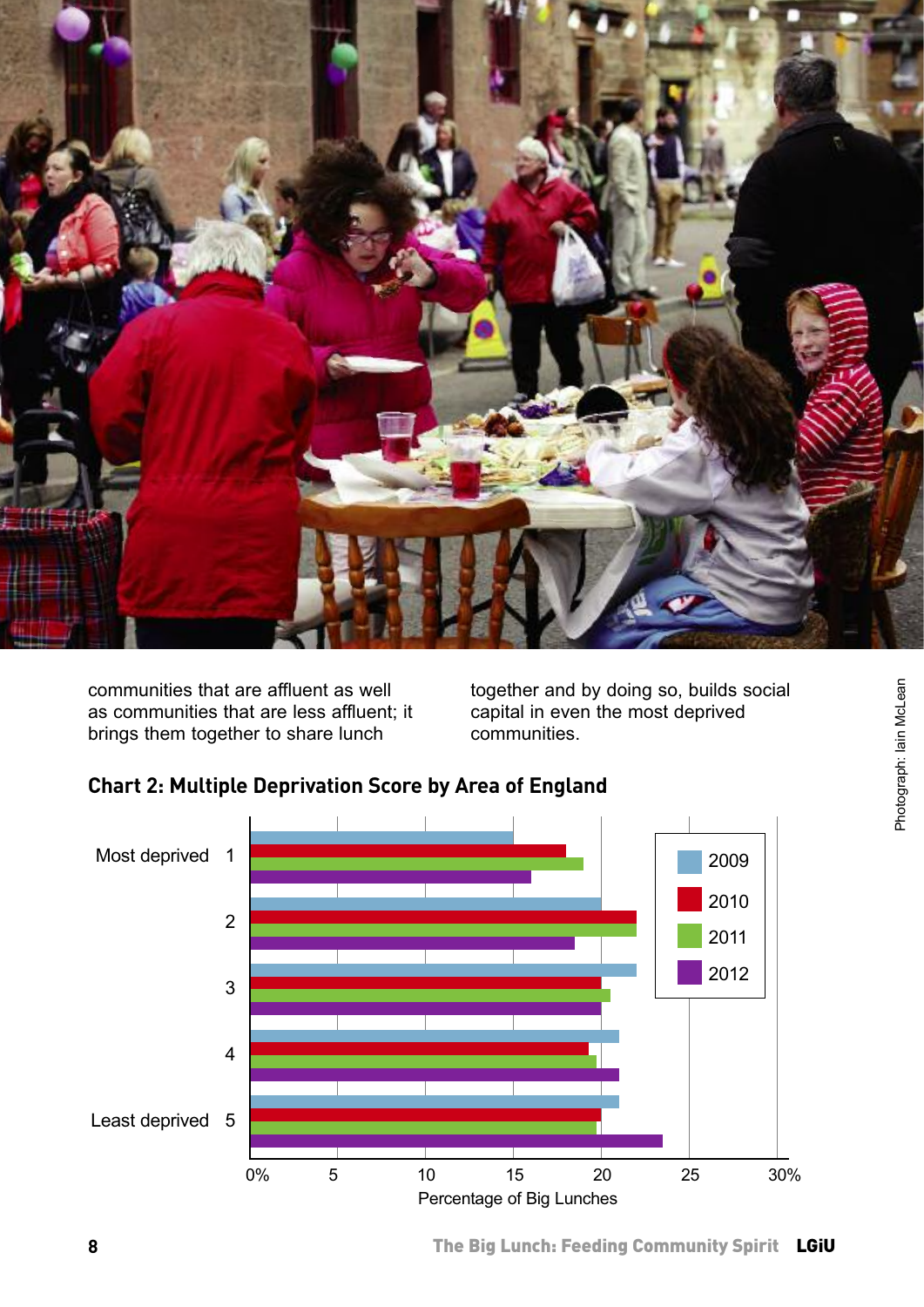communities that are affluent as well as communities that are less affluent; it brings them together to share lunch together and by doing so, builds social capital in even the most deprived communities.

**Chart 2: Multiple Deprivation Score by Area of England**

Photograph: Iain McLean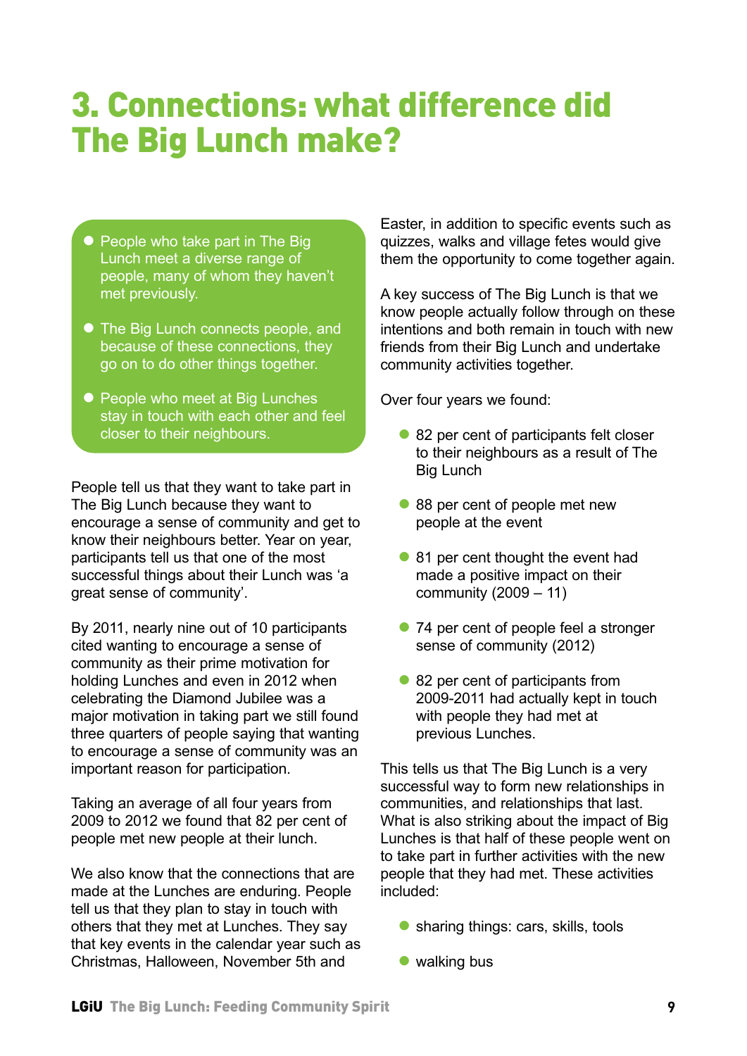# 3. Connections: what difference did The Big Lunch make?

- People who take part in The Big Lunch meet a diverse range of people, many of whom they haven't met previously.
- The Big Lunch connects people, and because of these connections, they go on to do other things together.
- People who meet at Big Lunches stay in touch with each other and feel closer to their neighbours.

People tell us that they want to take part in The Big Lunch because they want to encourage a sense of community and get to know their neighbours better. Year on year, participants tell us that one of the most successful things about their Lunch was 'a great sense of community'.

By 2011, nearly nine out of 10 participants cited wanting to encourage a sense of community as their prime motivation for holding Lunches and even in 2012 when celebrating the Diamond Jubilee was a major motivation in taking part we still found three quarters of people saying that wanting to encourage a sense of community was an important reason for participation.

Taking an average of all four years from 2009 to 2012 we found that 82 per cent of people met new people at their lunch.

We also know that the connections that are made at the Lunches are enduring. People tell us that they plan to stay in touch with others that they met at Lunches. They say that key events in the calendar year such as Christmas, Halloween, November 5th and Easter, in addition to specific events such as quizzes, walks and village fetes would give them the opportunity to come together again.

A key success of The Big Lunch is that we know people actually follow through on these intentions and both remain in touch with new friends from their Big Lunch and undertake community activities together.

Over four years we found:

- 82 per cent of participants felt closer to their neighbours as a result of The Big Lunch
- 88 per cent of people met new people at the event
- 81 per cent thought the event had made a positive impact on their community (2009 – 11)
- 74 per cent of people feel a stronger sense of community (2012)
- 82 per cent of participants from 2009-2011 had actually kept in touch with people they had met at previous Lunches.

This tells us that The Big Lunch is a very successful way to form new relationships in communities, and relationships that last. What is also striking about the impact of Big Lunches is that half of these people went on to take part in further activities with the new people that they had met. These activities included:

- sharing things: cars, skills, tools
- walking bus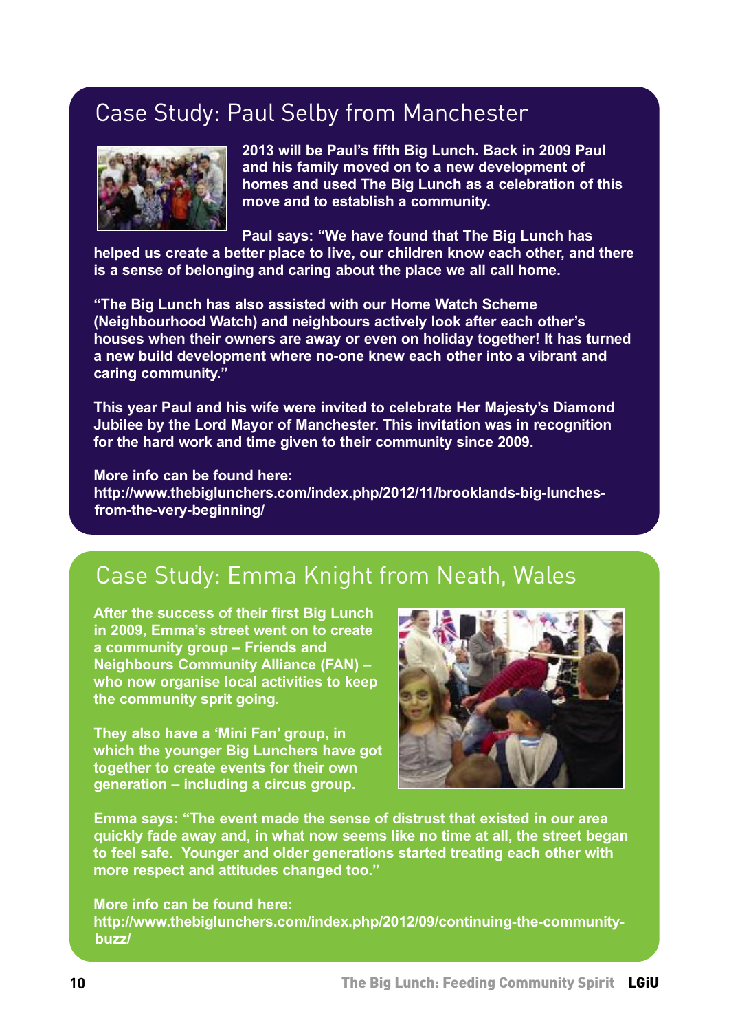## Case Study: Paul Selby from Manchester

**2013 will be Paul's fifth Big Lunch. Back in 2009 Paul and his family moved on to a new development of homes and used The Big Lunch as a celebration of this move and to establish a community.**

**Paul says: "We have found that The Big Lunch has helped us create a better place to live, our children know each other, and there is a sense of belonging and caring about the place we all call home.**

**"The Big Lunch has also assisted with our Home Watch Scheme (Neighbourhood Watch) and neighbours actively look after each other's houses when their owners are away or even on holiday together! It has turned a new build development where no-one knew each other into a vibrant and caring community."**

**This year Paul and his wife were invited to celebrate Her Majesty's Diamond Jubilee by the Lord Mayor of Manchester. This invitation was in recognition for the hard work and time given to their community since 2009.**

**More info can be found here:**
**http://www.thebiglunchers.com/index.php/2012/11/brooklands-big-lunches-from-the-very-beginning/**

## Case Study: Emma Knight from Neath, Wales

**After the success of their first Big Lunch in 2009, Emma's street went on to create a community group – Friends and Neighbours Community Alliance (FAN) – who now organise local activities to keep the community sprit going.**

**They also have a 'Mini Fan' group, in which the younger Big Lunchers have got together to create events for their own generation – including a circus group.**

**Emma says: "The event made the sense of distrust that existed in our area quickly fade away and, in what now seems like no time at all, the street began to feel safe. Younger and older generations started treating each other with more respect and attitudes changed too."**

**More info can be found here:**
**http://www.thebiglunchers.com/index.php/2012/09/continuing-the-community-buzz/**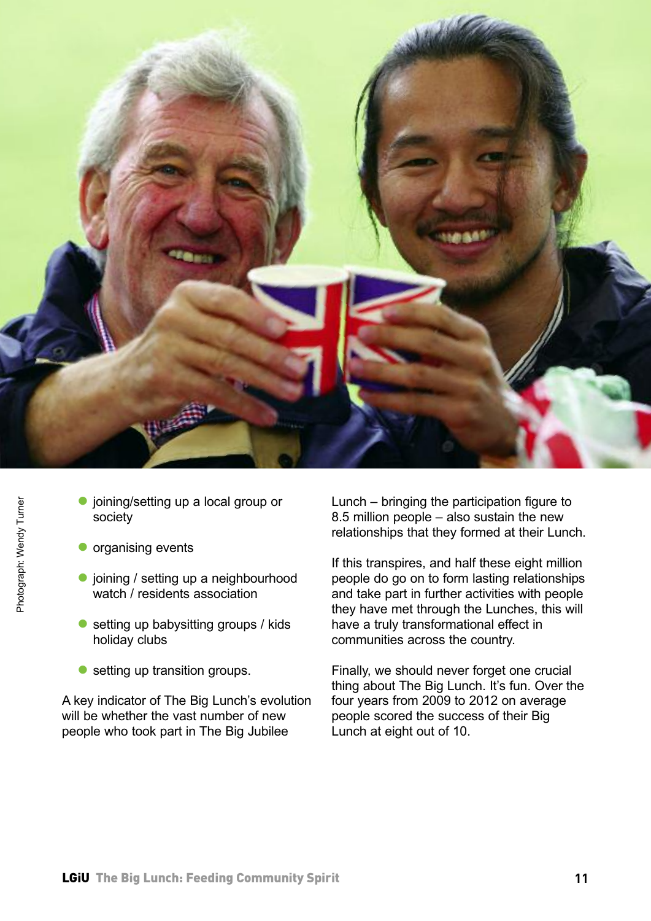Photograph: Wendy Turner

- joining/setting up a local group or society
- organising events
- joining / setting up a neighbourhood watch / residents association
- setting up babysitting groups / kids holiday clubs
- setting up transition groups.

A key indicator of The Big Lunch's evolution will be whether the vast number of new people who took part in The Big Jubilee Lunch – bringing the participation figure to 8.5 million people – also sustain the new relationships that they formed at their Lunch.

If this transpires, and half these eight million people do go on to form lasting relationships and take part in further activities with people they have met through the Lunches, this will have a truly transformational effect in communities across the country.

Finally, we should never forget one crucial thing about The Big Lunch. It's fun. Over the four years from 2009 to 2012 on average people scored the success of their Big Lunch at eight out of 10.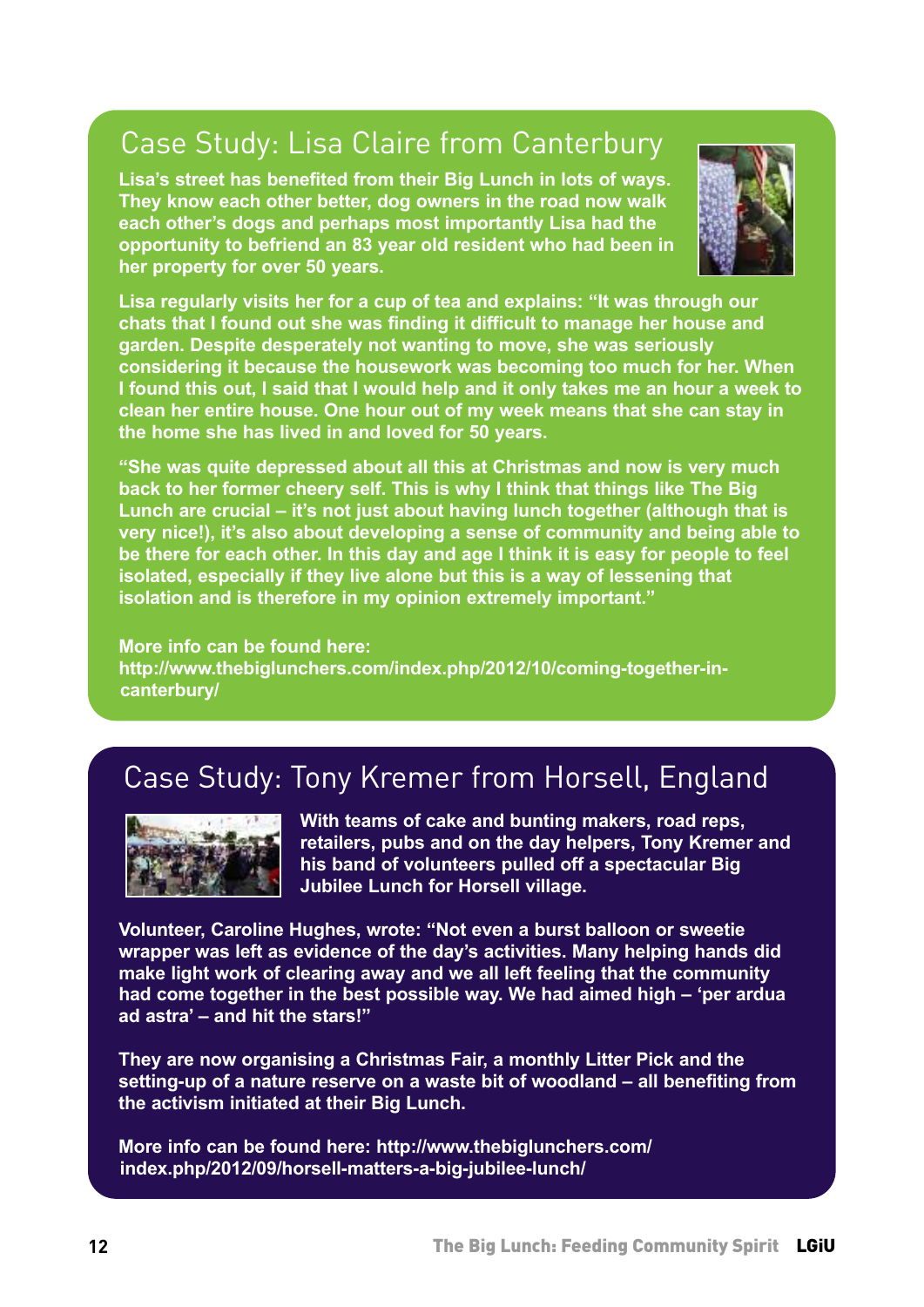## Case Study: Lisa Claire from Canterbury

**Lisa's street has benefited from their Big Lunch in lots of ways. They know each other better, dog owners in the road now walk each other's dogs and perhaps most importantly Lisa had the opportunity to befriend an 83 year old resident who had been in her property for over 50 years.**

**Lisa regularly visits her for a cup of tea and explains: "It was through our chats that I found out she was finding it difficult to manage her house and garden. Despite desperately not wanting to move, she was seriously considering it because the housework was becoming too much for her. When I found this out, I said that I would help and it only takes me an hour a week to clean her entire house. One hour out of my week means that she can stay in the home she has lived in and loved for 50 years.**

**"She was quite depressed about all this at Christmas and now is very much back to her former cheery self. This is why I think that things like The Big Lunch are crucial – it's not just about having lunch together (although that is very nice!), it's also about developing a sense of community and being able to be there for each other. In this day and age I think it is easy for people to feel isolated, especially if they live alone but this is a way of lessening that isolation and is therefore in my opinion extremely important."**

**More info can be found here:
http://www.thebiglunchers.com/index.php/2012/10/coming-together-in-canterbury/**

## Case Study: Tony Kremer from Horsell, England

**With teams of cake and bunting makers, road reps, retailers, pubs and on the day helpers, Tony Kremer and his band of volunteers pulled off a spectacular Big Jubilee Lunch for Horsell village.**

**Volunteer, Caroline Hughes, wrote: "Not even a burst balloon or sweetie wrapper was left as evidence of the day's activities. Many helping hands did make light work of clearing away and we all left feeling that the community had come together in the best possible way. We had aimed high – 'per ardua ad astra' – and hit the stars!"**

**They are now organising a Christmas Fair, a monthly Litter Pick and the setting-up of a nature reserve on a waste bit of woodland – all benefiting from the activism initiated at their Big Lunch.**

**More info can be found here: http://www.thebiglunchers.com/index.php/2012/09/horsell-matters-a-big-jubilee-lunch/**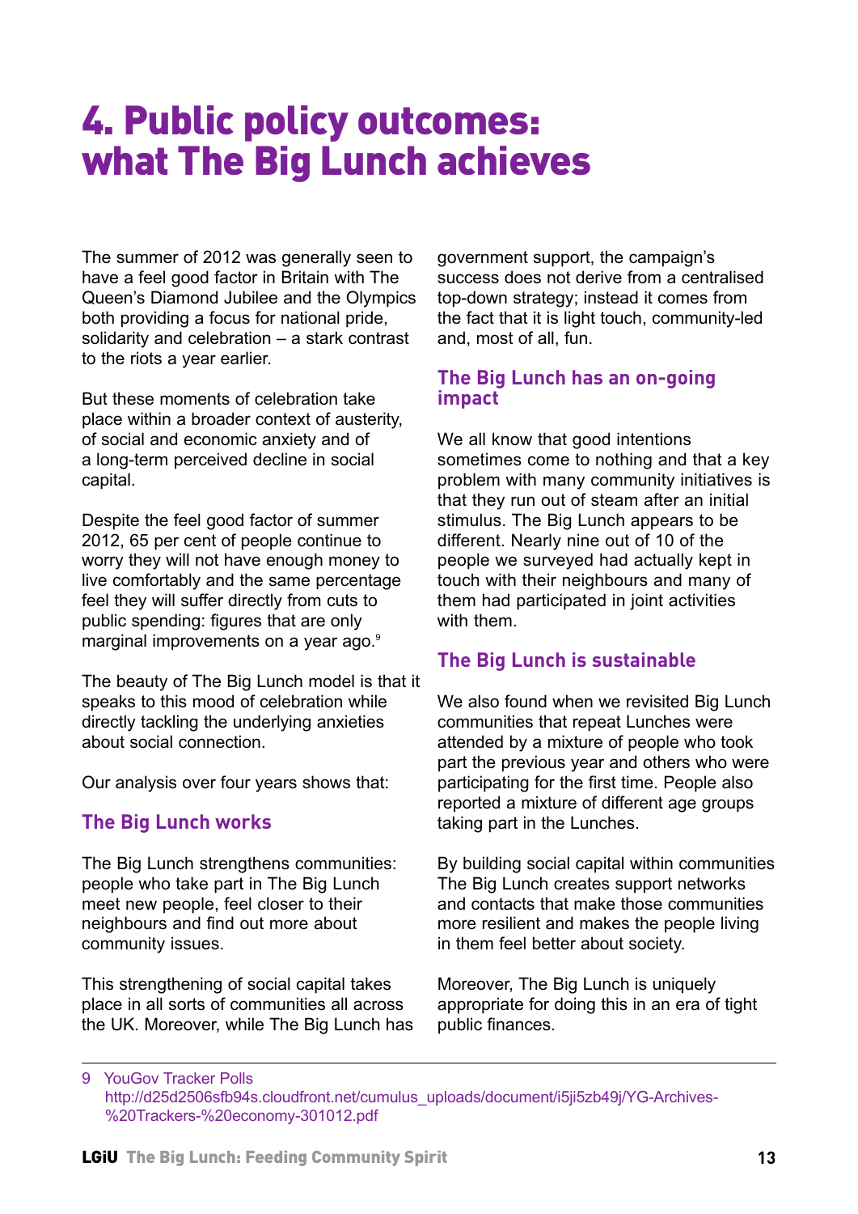# 4. Public policy outcomes: what The Big Lunch achieves

The summer of 2012 was generally seen to have a feel good factor in Britain with The Queen's Diamond Jubilee and the Olympics both providing a focus for national pride, solidarity and celebration – a stark contrast to the riots a year earlier.

But these moments of celebration take place within a broader context of austerity, of social and economic anxiety and of a long-term perceived decline in social capital.

Despite the feel good factor of summer 2012, 65 per cent of people continue to worry they will not have enough money to live comfortably and the same percentage feel they will suffer directly from cuts to public spending: figures that are only marginal improvements on a year ago.[9]

The beauty of The Big Lunch model is that it speaks to this mood of celebration while directly tackling the underlying anxieties about social connection.

Our analysis over four years shows that:

### The Big Lunch works

The Big Lunch strengthens communities: people who take part in The Big Lunch meet new people, feel closer to their neighbours and find out more about community issues.

This strengthening of social capital takes place in all sorts of communities all across the UK. Moreover, while The Big Lunch has government support, the campaign's success does not derive from a centralised top-down strategy; instead it comes from the fact that it is light touch, community-led and, most of all, fun.

### The Big Lunch has an on-going impact

We all know that good intentions sometimes come to nothing and that a key problem with many community initiatives is that they run out of steam after an initial stimulus. The Big Lunch appears to be different. Nearly nine out of 10 of the people we surveyed had actually kept in touch with their neighbours and many of them had participated in joint activities with them.

### The Big Lunch is sustainable

We also found when we revisited Big Lunch communities that repeat Lunches were attended by a mixture of people who took part the previous year and others who were participating for the first time. People also reported a mixture of different age groups taking part in the Lunches.

By building social capital within communities The Big Lunch creates support networks and contacts that make those communities more resilient and makes the people living in them feel better about society.

Moreover, The Big Lunch is uniquely appropriate for doing this in an era of tight public finances.

---

9 YouGov Tracker Polls http://d25d2506sfb94s.cloudfront.net/cumulus_uploads/document/i5ji5zb49j/YG-Archives-%20Trackers-%20economy-301012.pdf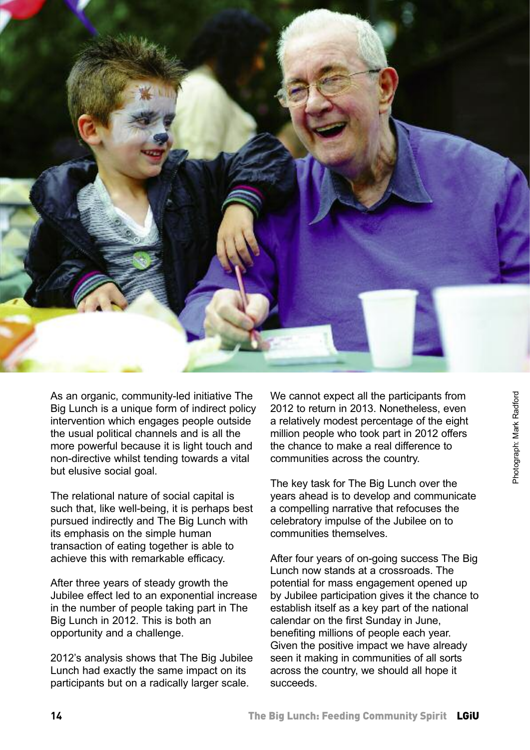As an organic, community-led initiative The Big Lunch is a unique form of indirect policy intervention which engages people outside the usual political channels and is all the more powerful because it is light touch and non-directive whilst tending towards a vital but elusive social goal.

The relational nature of social capital is such that, like well-being, it is perhaps best pursued indirectly and The Big Lunch with its emphasis on the simple human transaction of eating together is able to achieve this with remarkable efficacy.

After three years of steady growth the Jubilee effect led to an exponential increase in the number of people taking part in The Big Lunch in 2012. This is both an opportunity and a challenge.

2012's analysis shows that The Big Jubilee Lunch had exactly the same impact on its participants but on a radically larger scale.

We cannot expect all the participants from 2012 to return in 2013. Nonetheless, even a relatively modest percentage of the eight million people who took part in 2012 offers the chance to make a real difference to communities across the country.

The key task for The Big Lunch over the years ahead is to develop and communicate a compelling narrative that refocuses the celebratory impulse of the Jubilee on to communities themselves.

After four years of on-going success The Big Lunch now stands at a crossroads. The potential for mass engagement opened up by Jubilee participation gives it the chance to establish itself as a key part of the national calendar on the first Sunday in June, benefiting millions of people each year. Given the positive impact we have already seen it making in communities of all sorts across the country, we should all hope it succeeds.

Photograph: Mark Radford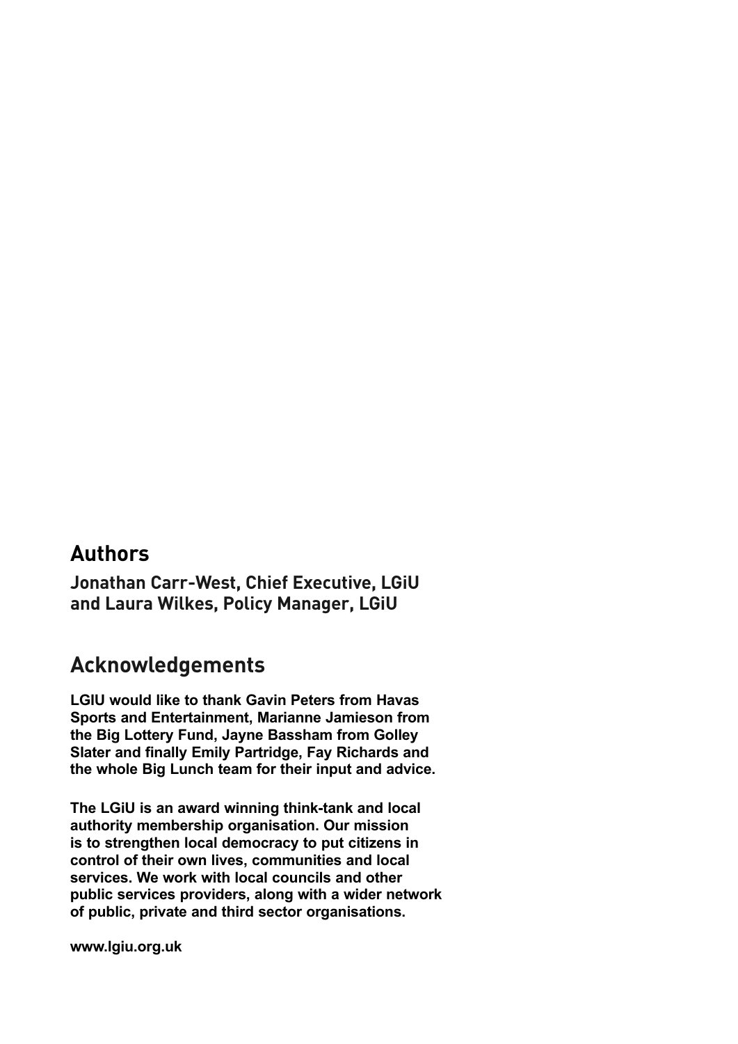## Authors

**Jonathan Carr-West, Chief Executive, LGiU and Laura Wilkes, Policy Manager, LGiU**

## Acknowledgements

**LGIU would like to thank Gavin Peters from Havas Sports and Entertainment, Marianne Jamieson from the Big Lottery Fund, Jayne Bassham from Golley Slater and finally Emily Partridge, Fay Richards and the whole Big Lunch team for their input and advice.**

**The LGiU is an award winning think-tank and local authority membership organisation. Our mission is to strengthen local democracy to put citizens in control of their own lives, communities and local services. We work with local councils and other public services providers, along with a wider network of public, private and third sector organisations.**

**www.lgiu.org.uk**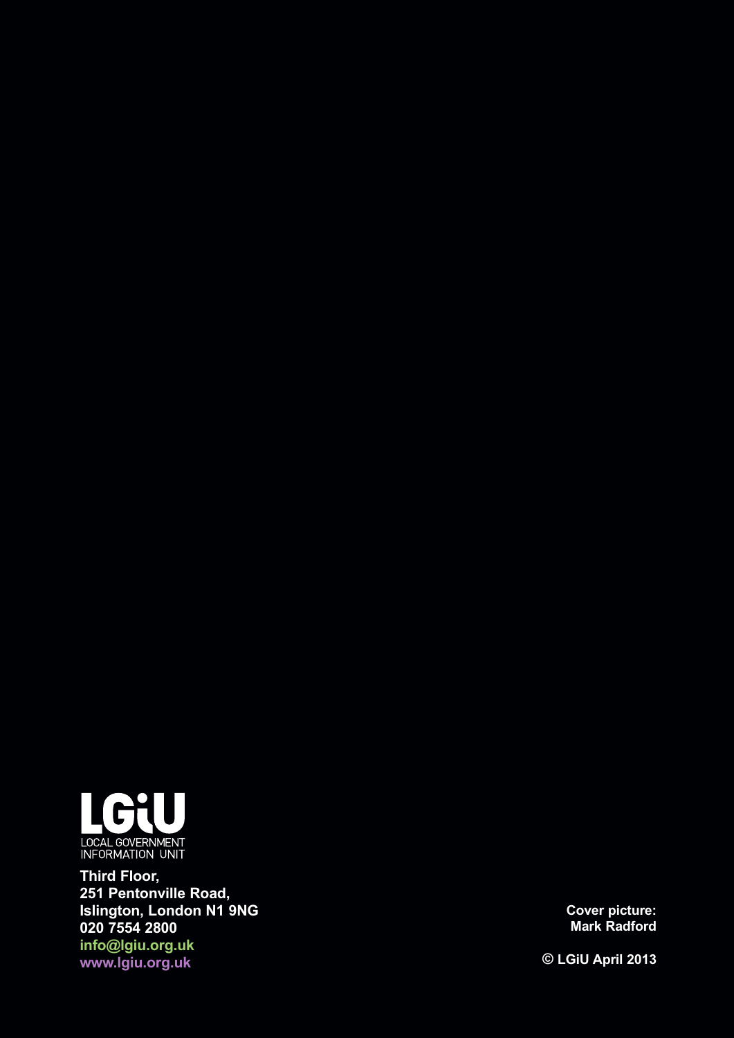LGiU

LOCAL GOVERNMENT INFORMATION UNIT

**Third Floor,**
**251 Pentonville Road,**
**Islington, London N1 9NG**
**020 7554 2800**
**info@lgiu.org.uk**
**www.lgiu.org.uk**

**Cover picture:**
**Mark Radford**

**© LGiU April 2013**